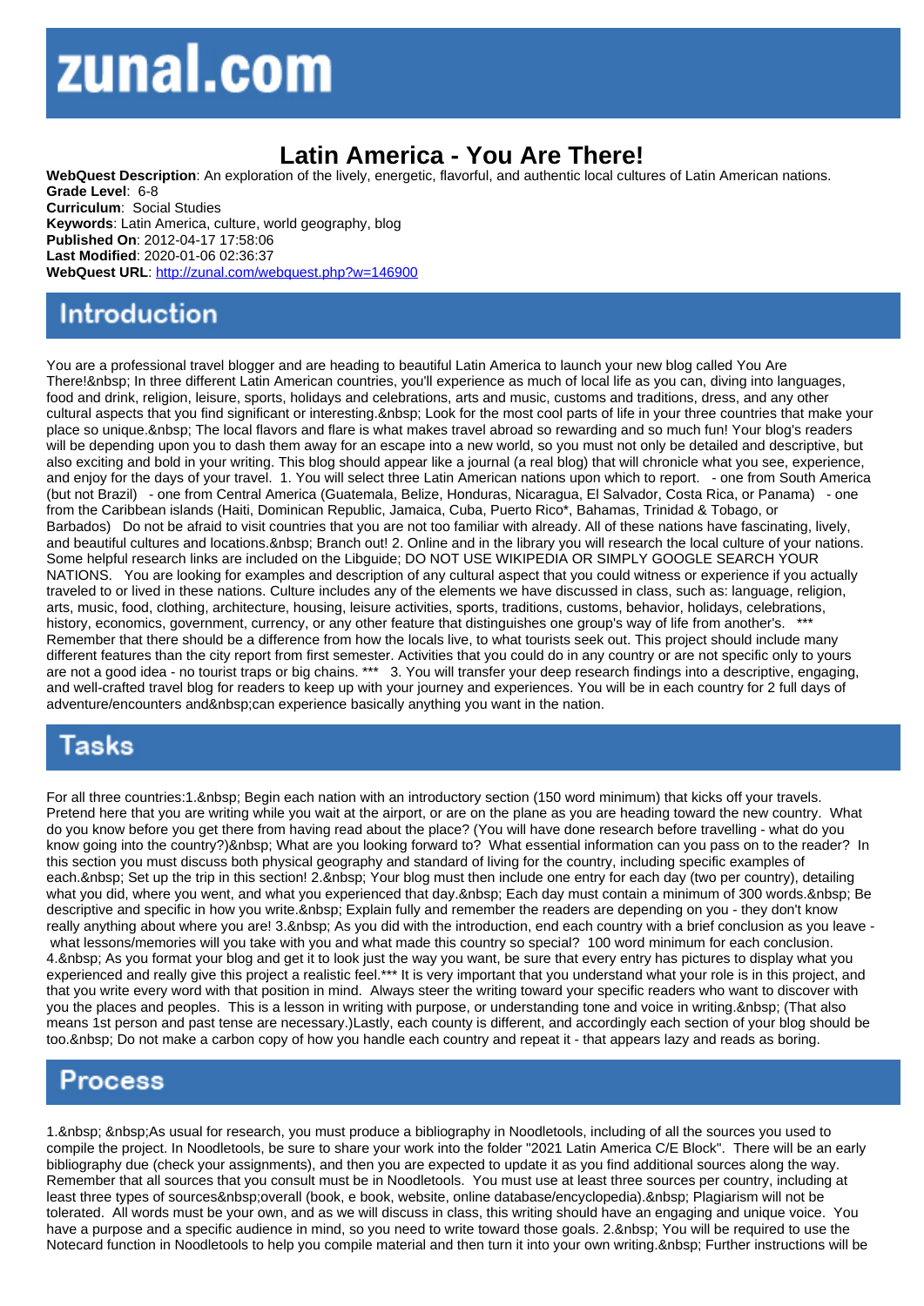# zunal.com

# Latin America - You Are There!

**WebQuest Description**: An exploration of the lively, energetic, flavorful, and authentic local cultures of Latin American nations.
**Grade Level**: 6-8
**Curriculum**: Social Studies
**Keywords**: Latin America, culture, world geography, blog
**Published On**: 2012-04-17 17:58:06
**Last Modified**: 2020-01-06 02:36:37
**WebQuest URL**: http://zunal.com/webquest.php?w=146900

## Introduction

You are a professional travel blogger and are heading to beautiful Latin America to launch your new blog called You Are There!&nbsp; In three different Latin American countries, you'll experience as much of local life as you can, diving into languages, food and drink, religion, leisure, sports, holidays and celebrations, arts and music, customs and traditions, dress, and any other cultural aspects that you find significant or interesting.&nbsp; Look for the most cool parts of life in your three countries that make your place so unique.&nbsp; The local flavors and flare is what makes travel abroad so rewarding and so much fun! Your blog's readers will be depending upon you to dash them away for an escape into a new world, so you must not only be detailed and descriptive, but also exciting and bold in your writing. This blog should appear like a journal (a real blog) that will chronicle what you see, experience, and enjoy for the days of your travel. 1. You will select three Latin American nations upon which to report. - one from South America (but not Brazil) - one from Central America (Guatemala, Belize, Honduras, Nicaragua, El Salvador, Costa Rica, or Panama) - one from the Caribbean islands (Haiti, Dominican Republic, Jamaica, Cuba, Puerto Rico*, Bahamas, Trinidad & Tobago, or Barbados) Do not be afraid to visit countries that you are not too familiar with already. All of these nations have fascinating, lively, and beautiful cultures and locations.&nbsp; Branch out! 2. Online and in the library you will research the local culture of your nations. Some helpful research links are included on the Libguide; DO NOT USE WIKIPEDIA OR SIMPLY GOOGLE SEARCH YOUR NATIONS. You are looking for examples and description of any cultural aspect that you could witness or experience if you actually traveled to or lived in these nations. Culture includes any of the elements we have discussed in class, such as: language, religion, arts, music, food, clothing, architecture, housing, leisure activities, sports, traditions, customs, behavior, holidays, celebrations, history, economics, government, currency, or any other feature that distinguishes one group's way of life from another's. *** Remember that there should be a difference from how the locals live, to what tourists seek out. This project should include many different features than the city report from first semester. Activities that you could do in any country or are not specific only to yours are not a good idea - no tourist traps or big chains. *** 3. You will transfer your deep research findings into a descriptive, engaging, and well-crafted travel blog for readers to keep up with your journey and experiences. You will be in each country for 2 full days of adventure/encounters and&nbsp;can experience basically anything you want in the nation.

## Tasks

For all three countries:1.&nbsp; Begin each nation with an introductory section (150 word minimum) that kicks off your travels. Pretend here that you are writing while you wait at the airport, or are on the plane as you are heading toward the new country. What do you know before you get there from having read about the place? (You will have done research before travelling - what do you know going into the country?)&nbsp; What are you looking forward to? What essential information can you pass on to the reader? In this section you must discuss both physical geography and standard of living for the country, including specific examples of each.&nbsp; Set up the trip in this section! 2.&nbsp; Your blog must then include one entry for each day (two per country), detailing what you did, where you went, and what you experienced that day.&nbsp; Each day must contain a minimum of 300 words.&nbsp; Be descriptive and specific in how you write.&nbsp; Explain fully and remember the readers are depending on you - they don't know really anything about where you are! 3.&nbsp; As you did with the introduction, end each country with a brief conclusion as you leave - what lessons/memories will you take with you and what made this country so special? 100 word minimum for each conclusion. 4.&nbsp; As you format your blog and get it to look just the way you want, be sure that every entry has pictures to display what you experienced and really give this project a realistic feel.*** It is very important that you understand what your role is in this project, and that you write every word with that position in mind. Always steer the writing toward your specific readers who want to discover with you the places and peoples. This is a lesson in writing with purpose, or understanding tone and voice in writing.&nbsp; (That also means 1st person and past tense are necessary.)Lastly, each county is different, and accordingly each section of your blog should be too.&nbsp; Do not make a carbon copy of how you handle each country and repeat it - that appears lazy and reads as boring.

## Process

1.&nbsp; &nbsp;As usual for research, you must produce a bibliography in Noodletools, including of all the sources you used to compile the project. In Noodletools, be sure to share your work into the folder "2021 Latin America C/E Block". There will be an early bibliography due (check your assignments), and then you are expected to update it as you find additional sources along the way. Remember that all sources that you consult must be in Noodletools. You must use at least three sources per country, including at least three types of sources&nbsp;overall (book, e book, website, online database/encyclopedia).&nbsp; Plagiarism will not be tolerated. All words must be your own, and as we will discuss in class, this writing should have an engaging and unique voice. You have a purpose and a specific audience in mind, so you need to write toward those goals. 2.&nbsp; You will be required to use the Notecard function in Noodletools to help you compile material and then turn it into your own writing.&nbsp; Further instructions will be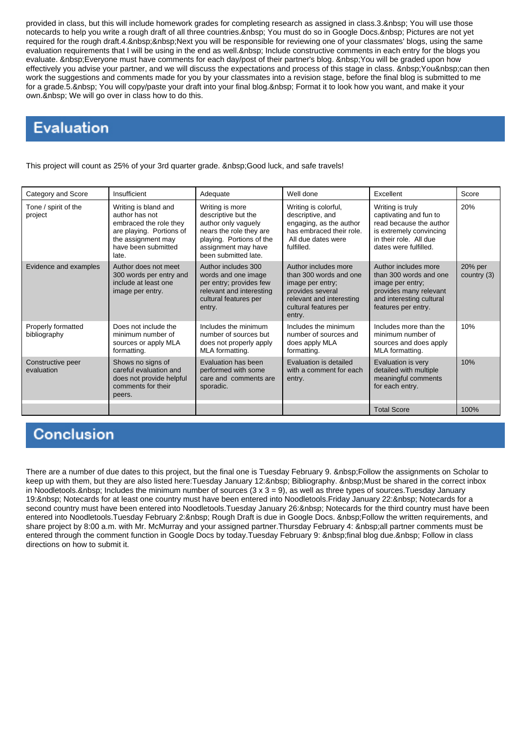provided in class, but this will include homework grades for completing research as assigned in class.3.&nbsp; You will use those notecards to help you write a rough draft of all three countries.&nbsp; You must do so in Google Docs.&nbsp; Pictures are not yet required for the rough draft.4.&nbsp;&nbsp;Next you will be responsible for reviewing one of your classmates' blogs, using the same evaluation requirements that I will be using in the end as well.&nbsp; Include constructive comments in each entry for the blogs you evaluate. &nbsp;Everyone must have comments for each day/post of their partner's blog. &nbsp;You will be graded upon how effectively you advise your partner, and we will discuss the expectations and process of this stage in class. &nbsp;You&nbsp;can then work the suggestions and comments made for you by your classmates into a revision stage, before the final blog is submitted to me for a grade.5.&nbsp; You will copy/paste your draft into your final blog.&nbsp; Format it to look how you want, and make it your own.&nbsp; We will go over in class how to do this.

## Evaluation

This project will count as 25% of your 3rd quarter grade. &nbsp;Good luck, and safe travels!

| Category and Score | Insufficient | Adequate | Well done | Excellent | Score |
|---|---|---|---|---|---|
| Tone / spirit of the project | Writing is bland and author has not embraced the role they are playing. Portions of the assignment may have been submitted late. | Writing is more descriptive but the author only vaguely nears the role they are playing. Portions of the assignment may have been submitted late. | Writing is colorful, descriptive, and engaging, as the author has embraced their role. All due dates were fulfilled. | Writing is truly captivating and fun to read because the author is extremely convincing in their role. All due dates were fulfilled. | 20% |
| Evidence and examples | Author does not meet 300 words per entry and include at least one image per entry. | Author includes 300 words and one image per entry; provides few relevant and interesting cultural features per entry. | Author includes more than 300 words and one image per entry; provides several relevant and interesting cultural features per entry. | Author includes more than 300 words and one image per entry; provides many relevant and interesting cultural features per entry. | 20% per country (3) |
| Properly formatted bibliography | Does not include the minimum number of sources or apply MLA formatting. | Includes the minimum number of sources but does not properly apply MLA formatting. | Includes the minimum number of sources and does apply MLA formatting. | Includes more than the minimum number of sources and does apply MLA formatting. | 10% |
| Constructive peer evaluation | Shows no signs of careful evaluation and does not provide helpful comments for their peers. | Evaluation has been performed with some care and comments are sporadic. | Evaluation is detailed with a comment for each entry. | Evaluation is very detailed with multiple meaningful comments for each entry. | 10% |
| | | | | Total Score | 100% |

## Conclusion

There are a number of due dates to this project, but the final one is Tuesday February 9. &nbsp;Follow the assignments on Scholar to keep up with them, but they are also listed here:Tuesday January 12:&nbsp; Bibliography. &nbsp;Must be shared in the correct inbox in Noodletools.&nbsp; Includes the minimum number of sources (3 x 3 = 9), as well as three types of sources.Tuesday January 19:&nbsp; Notecards for at least one country must have been entered into Noodletools.Friday January 22:&nbsp; Notecards for a second country must have been entered into Noodletools.Tuesday January 26:&nbsp; Notecards for the third country must have been entered into Noodletools.Tuesday February 2:&nbsp; Rough Draft is due in Google Docs. &nbsp;Follow the written requirements, and share project by 8:00 a.m. with Mr. McMurray and your assigned partner.Thursday February 4: &nbsp;all partner comments must be entered through the comment function in Google Docs by today.Tuesday February 9: &nbsp;final blog due.&nbsp; Follow in class directions on how to submit it.